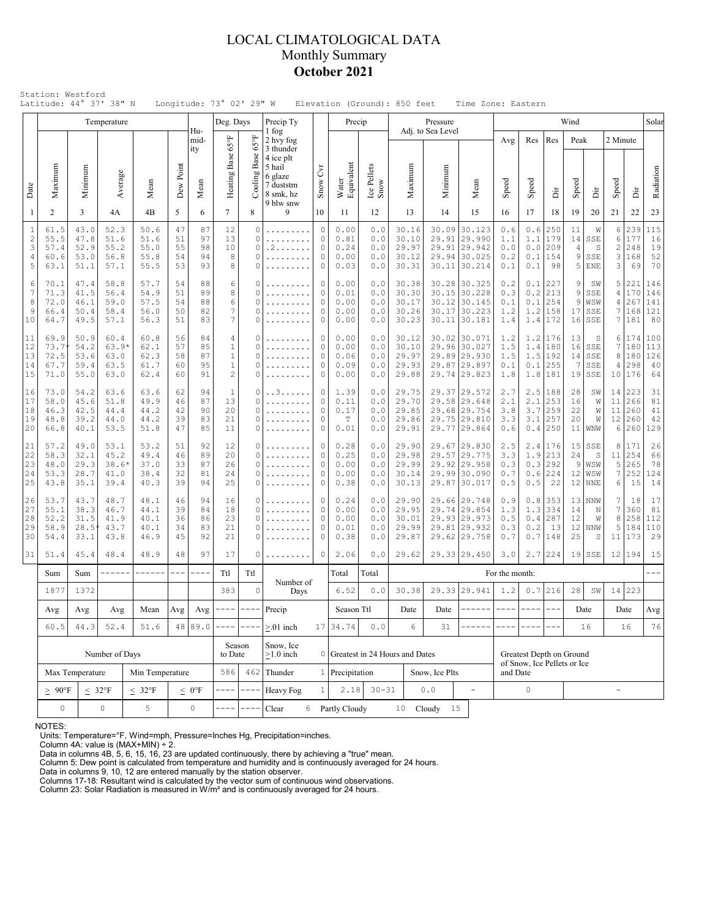# LOCAL CLIMATOLOGICAL DATA
## Monthly Summary
## October 2021

Station: Westford
Latitude: 44° 37' 38" N    Longitude: 73° 02' 29" W    Elevation (Ground): 850 feet    Time Zone: Eastern

| Date | Temperature Maximum | Temperature Minimum | Temperature Average | Temperature Mean | Dew Point | Humidity Mean | Deg. Days Heating Base 65°F | Deg. Days Cooling Base 65°F | Precip Ty | Snow Cvr | Precip Water Equivalent | Precip Ice Pellets Snow | Pressure Maximum | Pressure Minimum | Pressure Mean | Wind Avg Speed | Wind Res Speed | Wind Res Dir | Wind Peak Speed | Wind Peak Dir | Wind 2 Minute Speed | Wind 2 Minute Dir | Solar Radiation |
|---|---|---|---|---|---|---|---|---|---|---|---|---|---|---|---|---|---|---|---|---|---|---|---|
| 1 | 2 | 3 | 4A | 4B | 5 | 6 | 7 | 8 | 9 | 10 | 11 | 12 | 13 | 14 | 15 | 16 | 17 | 18 | 19 | 20 | 21 | 22 | 23 |
| 1 | 61.5 | 43.0 | 52.3 | 50.6 | 47 | 87 | 12 | 0 | ......... | 0 | 0.00 | 0.0 | 30.16 | 30.09 | 30.123 | 0.6 | 0.6 | 250 | 11 | W | 6 | 239 | 115 |
| 2 | 55.5 | 47.8 | 51.6 | 51.6 | 51 | 97 | 13 | 0 | ......... | 0 | 0.81 | 0.0 | 30.10 | 29.91 | 29.990 | 1.1 | 1.1 | 179 | 14 | SSE | 6 | 177 | 16 |
| 3 | 57.4 | 52.9 | 55.2 | 55.0 | 55 | 98 | 10 | 0 | .2....... | 0 | 0.24 | 0.0 | 29.97 | 29.91 | 29.942 | 0.0 | 0.0 | 209 | 4 | S | 2 | 248 | 19 |
| 4 | 60.6 | 53.0 | 56.8 | 55.8 | 54 | 94 | 8 | 0 | ......... | 0 | 0.00 | 0.0 | 30.12 | 29.94 | 30.025 | 0.2 | 0.1 | 154 | 9 | SSE | 3 | 168 | 52 |
| 5 | 63.1 | 51.1 | 57.1 | 55.5 | 53 | 93 | 8 | 0 | ......... | 0 | 0.03 | 0.0 | 30.31 | 30.11 | 30.214 | 0.1 | 0.1 | 98 | 5 | ENE | 3 | 69 | 70 |
| 6 | 70.1 | 47.4 | 58.8 | 57.7 | 54 | 88 | 6 | 0 | ......... | 0 | 0.00 | 0.0 | 30.38 | 30.28 | 30.325 | 0.2 | 0.1 | 227 | 9 | SW | 5 | 221 | 146 |
| 7 | 71.3 | 41.5 | 56.4 | 54.9 | 51 | 89 | 8 | 0 | ......... | 0 | 0.01 | 0.0 | 30.30 | 30.15 | 30.228 | 0.3 | 0.2 | 213 | 9 | SSE | 4 | 170 | 146 |
| 8 | 72.0 | 46.1 | 59.0 | 57.5 | 54 | 88 | 6 | 0 | ......... | 0 | 0.00 | 0.0 | 30.17 | 30.12 | 30.145 | 0.1 | 0.1 | 254 | 9 | WSW | 4 | 267 | 141 |
| 9 | 66.4 | 50.4 | 58.4 | 56.0 | 50 | 82 | 7 | 0 | ......... | 0 | 0.00 | 0.0 | 30.26 | 30.17 | 30.223 | 1.2 | 1.2 | 158 | 17 | SSE | 7 | 168 | 121 |
| 10 | 64.7 | 49.5 | 57.1 | 56.3 | 51 | 83 | 7 | 0 | ......... | 0 | 0.00 | 0.0 | 30.23 | 30.11 | 30.181 | 1.4 | 1.4 | 172 | 16 | SSE | 7 | 181 | 80 |
| 11 | 69.9 | 50.9 | 60.4 | 60.8 | 56 | 84 | 4 | 0 | ......... | 0 | 0.00 | 0.0 | 30.12 | 30.02 | 30.071 | 1.2 | 1.2 | 176 | 13 | S | 6 | 174 | 100 |
| 12 | 73.7* | 54.2 | 63.9* | 62.1 | 57 | 85 | 1 | 0 | ......... | 0 | 0.00 | 0.0 | 30.10 | 29.96 | 30.027 | 1.5 | 1.4 | 180 | 16 | SSE | 7 | 180 | 113 |
| 13 | 72.5 | 53.6 | 63.0 | 62.3 | 58 | 87 | 1 | 0 | ......... | 0 | 0.06 | 0.0 | 29.97 | 29.89 | 29.930 | 1.5 | 1.5 | 192 | 14 | SSE | 8 | 180 | 126 |
| 14 | 67.7 | 59.4 | 63.5 | 61.7 | 60 | 95 | 1 | 0 | ......... | 0 | 0.09 | 0.0 | 29.93 | 29.87 | 29.897 | 0.1 | 0.1 | 255 | 7 | SSE | 4 | 298 | 40 |
| 15 | 71.0 | 55.0 | 63.0 | 62.4 | 60 | 91 | 2 | 0 | ......... | 0 | 0.00 | 0.0 | 29.88 | 29.74 | 29.823 | 1.8 | 1.8 | 181 | 19 | SSE | 10 | 176 | 64 |
| 16 | 73.0 | 54.2 | 63.6 | 63.6 | 62 | 94 | 1 | 0 | ..3...... | 0 | 1.39 | 0.0 | 29.75 | 29.37 | 29.572 | 2.7 | 2.5 | 188 | 28 | SW | 14 | 223 | 31 |
| 17 | 58.0 | 45.6 | 51.8 | 49.9 | 46 | 87 | 13 | 0 | ......... | 0 | 0.11 | 0.0 | 29.70 | 29.58 | 29.648 | 2.1 | 2.1 | 253 | 16 | W | 11 | 266 | 81 |
| 18 | 46.3 | 42.5 | 44.4 | 44.2 | 42 | 90 | 20 | 0 | ......... | 0 | 0.17 | 0.0 | 29.85 | 29.68 | 29.754 | 3.8 | 3.7 | 259 | 22 | W | 11 | 260 | 41 |
| 19 | 48.8 | 39.2 | 44.0 | 44.2 | 39 | 83 | 21 | 0 | ......... | 0 | T | 0.0 | 29.86 | 29.75 | 29.810 | 3.3 | 3.1 | 257 | 20 | W | 12 | 260 | 42 |
| 20 | 66.8 | 40.1 | 53.5 | 51.8 | 47 | 85 | 11 | 0 | ......... | 0 | 0.01 | 0.0 | 29.91 | 29.77 | 29.864 | 0.6 | 0.4 | 250 | 11 | WNW | 6 | 260 | 129 |
| 21 | 57.2 | 49.0 | 53.1 | 53.2 | 51 | 92 | 12 | 0 | ......... | 0 | 0.28 | 0.0 | 29.90 | 29.67 | 29.830 | 2.5 | 2.4 | 176 | 15 | SSE | 8 | 171 | 26 |
| 22 | 58.3 | 32.1 | 45.2 | 49.4 | 46 | 89 | 20 | 0 | ......... | 0 | 0.25 | 0.0 | 29.98 | 29.57 | 29.775 | 3.3 | 1.9 | 213 | 24 | S | 11 | 254 | 66 |
| 23 | 48.0 | 29.3 | 38.6* | 37.0 | 33 | 87 | 26 | 0 | ......... | 0 | 0.00 | 0.0 | 29.99 | 29.92 | 29.958 | 0.3 | 0.3 | 292 | 9 | WSW | 5 | 265 | 78 |
| 24 | 53.3 | 28.7 | 41.0 | 38.4 | 32 | 81 | 24 | 0 | ......... | 0 | 0.00 | 0.0 | 30.14 | 29.99 | 30.090 | 0.7 | 0.6 | 224 | 12 | WSW | 7 | 252 | 124 |
| 25 | 43.8 | 35.1 | 39.4 | 40.3 | 39 | 94 | 25 | 0 | ......... | 0 | 0.38 | 0.0 | 30.13 | 29.87 | 30.017 | 0.5 | 0.5 | 22 | 12 | NNE | 6 | 15 | 14 |
| 26 | 53.7 | 43.7 | 48.7 | 48.1 | 46 | 94 | 16 | 0 | ......... | 0 | 0.24 | 0.0 | 29.90 | 29.66 | 29.748 | 0.9 | 0.8 | 353 | 13 | NNW | 7 | 18 | 17 |
| 27 | 55.1 | 38.3 | 46.7 | 44.1 | 39 | 84 | 18 | 0 | ......... | 0 | 0.00 | 0.0 | 29.95 | 29.74 | 29.854 | 1.3 | 1.3 | 334 | 14 | N | 7 | 360 | 81 |
| 28 | 52.2 | 31.5 | 41.9 | 40.1 | 36 | 86 | 23 | 0 | ......... | 0 | 0.00 | 0.0 | 30.01 | 29.93 | 29.973 | 0.5 | 0.4 | 287 | 12 | W | 8 | 258 | 112 |
| 29 | 58.9 | 28.5* | 43.7 | 40.1 | 34 | 83 | 21 | 0 | ......... | 0 | 0.01 | 0.0 | 29.99 | 29.81 | 29.932 | 0.3 | 0.2 | 13 | 12 | NNW | 5 | 184 | 110 |
| 30 | 54.4 | 33.1 | 43.8 | 46.9 | 45 | 92 | 21 | 0 | ......... | 0 | 0.38 | 0.0 | 29.87 | 29.62 | 29.758 | 0.7 | 0.7 | 148 | 25 | S | 11 | 173 | 29 |
| 31 | 51.4 | 45.4 | 48.4 | 48.9 | 48 | 97 | 17 | 0 | ......... | 0 | 2.06 | 0.0 | 29.62 | 29.33 | 29.450 | 3.0 | 2.7 | 224 | 19 | SSE | 12 | 194 | 15 |

| Sum | Sum | ------ | ------ | --- | ---- | Ttl | Ttl | Number of Days | | Total | Total | For the month: | | | | | | | | | | | --- |
|---|---|---|---|---|---|---|---|---|---|---|---|---|---|---|---|---|---|---|---|---|---|---|---|
| 1877 | 1372 | | | | | 383 | 0 | | | 6.52 | 0.0 | 30.38 | 29.33 | 29.941 | 1.2 | 0.7 | 216 | 28 | SW | 14 | 223 | | |
| Avg | Avg | Avg | Mean | Avg | Avg | ---- | ---- | Precip | | Season Ttl | | Date | Date | ------ | ---- | ---- | --- | Date | | Date | | Avg | |
| 60.5 | 44.3 | 52.4 | 51.6 | 48 | 89.0 | ---- | ---- | ≥.01 inch | 17 | 34.74 | 0.0 | 6 | 31 | ------ | ---- | ---- | --- | 16 | | 16 | | 76 | |

| Number of Days | | | | Season to Date | | Snow, Ice ≥1.0 inch | 0 | Greatest in 24 Hours and Dates | | | | Greatest Depth on Ground of Snow, Ice Pellets or Ice and Date | |
|---|---|---|---|---|---|---|---|---|---|---|---|---|---|
| Max Temperature | | Min Temperature | | 586 | 462 | Thunder | 1 | Precipitation | | Snow, Ice Plts | | | |
| ≥ 90°F | ≤ 32°F | ≤ 32°F | ≤ 0°F | ---- | ---- | Heavy Fog | 1 | 2.18 | 30-31 | 0.0 | - | 0 | - |
| 0 | 0 | 5 | 0 | ---- | ---- | Clear | 6 | Partly Cloudy | 10 | Cloudy | 15 | | |

NOTES:
Units: Temperature=°F, Wind=mph, Pressure=Inches Hg, Precipitation=inches.
Column 4A: value is (MAX+MIN) ÷ 2.
Data in columns 4B, 5, 6, 15, 16, 23 are updated continuously, there by achieving a "true" mean.
Column 5: Dew point is calculated from temperature and humidity and is continuously averaged for 24 hours.
Data in columns 9, 10, 12 are entered manually by the station observer.
Columns 17-18: Resultant wind is calculated by the vector sum of continuous wind observations.
Column 23: Solar Radiation is measured in W/m² and is continuously averaged for 24 hours.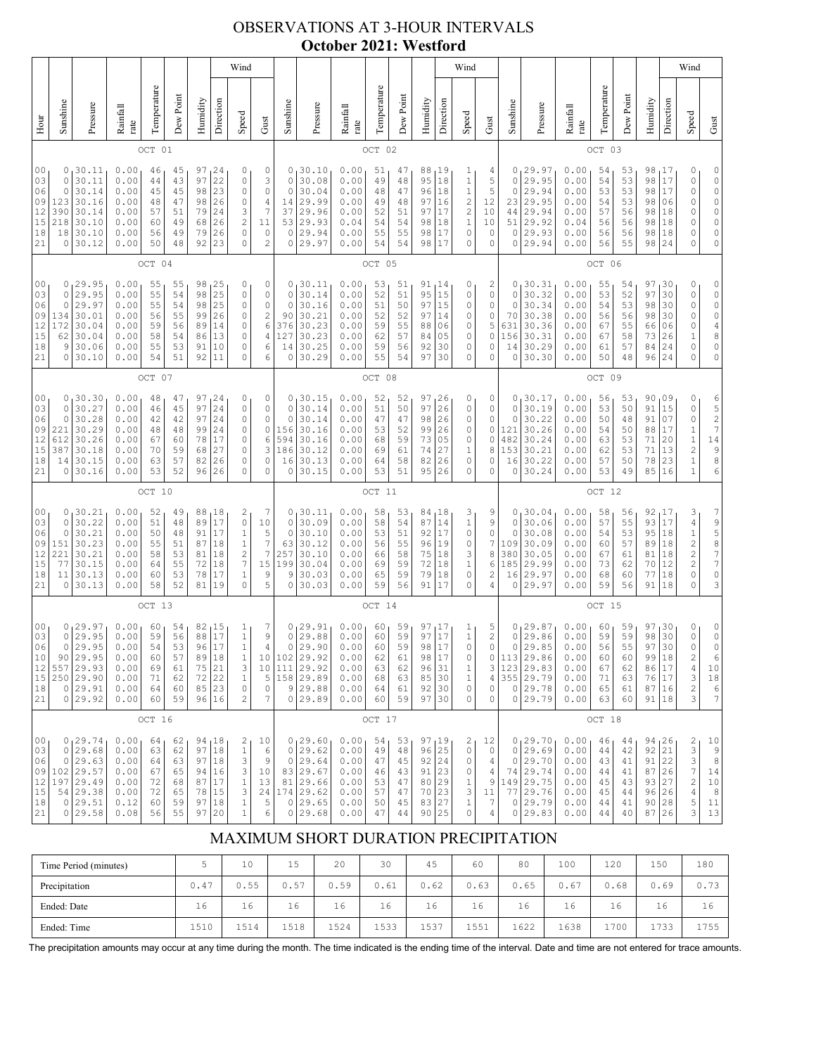# OBSERVATIONS AT 3-HOUR INTERVALS
## October 2021: Westford

### OCT 01

| Hour | Sunshine | Pressure | Rainfall rate | Temperature | Dew Point | Humidity | Wind Direction | Wind Speed | Gust |
|---|---|---|---|---|---|---|---|---|---|
| 00 | 0 | 30.11 | 0.00 | 46 | 45 | 97 | 24 | 0 | 0 |
| 03 | 0 | 30.11 | 0.00 | 44 | 43 | 97 | 22 | 0 | 3 |
| 06 | 0 | 30.14 | 0.00 | 45 | 45 | 98 | 23 | 0 | 0 |
| 09 | 123 | 30.16 | 0.00 | 48 | 47 | 98 | 26 | 0 | 4 |
| 12 | 390 | 30.14 | 0.00 | 57 | 51 | 79 | 24 | 3 | 7 |
| 15 | 218 | 30.10 | 0.00 | 60 | 49 | 68 | 26 | 2 | 11 |
| 18 | 18 | 30.10 | 0.00 | 56 | 49 | 79 | 26 | 0 | 0 |
| 21 | 0 | 30.12 | 0.00 | 50 | 48 | 92 | 23 | 0 | 2 |

### OCT 02

| Hour | Sunshine | Pressure | Rainfall rate | Temperature | Dew Point | Humidity | Wind Direction | Wind Speed | Gust |
|---|---|---|---|---|---|---|---|---|---|
| 00 | 0 | 30.10 | 0.00 | 51 | 47 | 88 | 19 | 1 | 4 |
| 03 | 0 | 30.08 | 0.00 | 49 | 48 | 95 | 18 | 1 | 5 |
| 06 | 0 | 30.04 | 0.00 | 48 | 47 | 96 | 18 | 1 | 5 |
| 09 | 14 | 29.99 | 0.00 | 49 | 48 | 97 | 16 | 2 | 12 |
| 12 | 37 | 29.96 | 0.00 | 52 | 51 | 97 | 17 | 2 | 10 |
| 15 | 53 | 29.93 | 0.04 | 54 | 54 | 98 | 18 | 1 | 10 |
| 18 | 0 | 29.94 | 0.00 | 55 | 55 | 98 | 17 | 0 | 0 |
| 21 | 0 | 29.97 | 0.00 | 54 | 54 | 98 | 17 | 0 | 0 |

### OCT 03

| Hour | Sunshine | Pressure | Rainfall rate | Temperature | Dew Point | Humidity | Wind Direction | Wind Speed | Gust |
|---|---|---|---|---|---|---|---|---|---|
| 00 | 0 | 29.97 | 0.00 | 54 | 53 | 98 | 17 | 0 | 0 |
| 03 | 0 | 29.95 | 0.00 | 54 | 53 | 98 | 17 | 0 | 0 |
| 06 | 0 | 29.94 | 0.00 | 53 | 53 | 98 | 17 | 0 | 0 |
| 09 | 23 | 29.95 | 0.00 | 54 | 53 | 98 | 06 | 0 | 0 |
| 12 | 44 | 29.94 | 0.00 | 57 | 56 | 98 | 18 | 0 | 0 |
| 15 | 51 | 29.92 | 0.04 | 56 | 56 | 98 | 18 | 0 | 0 |
| 18 | 0 | 29.93 | 0.00 | 56 | 56 | 98 | 18 | 0 | 0 |
| 21 | 0 | 29.94 | 0.00 | 56 | 55 | 98 | 24 | 0 | 0 |

### OCT 04

| Hour | Sunshine | Pressure | Rainfall rate | Temperature | Dew Point | Humidity | Wind Direction | Wind Speed | Gust |
|---|---|---|---|---|---|---|---|---|---|
| 00 | 0 | 29.95 | 0.00 | 55 | 55 | 98 | 25 | 0 | 0 |
| 03 | 0 | 29.95 | 0.00 | 55 | 54 | 98 | 25 | 0 | 0 |
| 06 | 0 | 29.97 | 0.00 | 55 | 54 | 98 | 25 | 0 | 0 |
| 09 | 134 | 30.01 | 0.00 | 56 | 55 | 99 | 26 | 0 | 2 |
| 12 | 172 | 30.04 | 0.00 | 59 | 56 | 89 | 14 | 0 | 6 |
| 15 | 62 | 30.04 | 0.00 | 58 | 54 | 86 | 13 | 0 | 4 |
| 18 | 9 | 30.06 | 0.00 | 55 | 53 | 91 | 10 | 0 | 6 |
| 21 | 0 | 30.10 | 0.00 | 54 | 51 | 92 | 11 | 0 | 6 |

### OCT 05

| Hour | Sunshine | Pressure | Rainfall rate | Temperature | Dew Point | Humidity | Wind Direction | Wind Speed | Gust |
|---|---|---|---|---|---|---|---|---|---|
| 00 | 0 | 30.11 | 0.00 | 53 | 51 | 91 | 14 | 0 | 2 |
| 03 | 0 | 30.14 | 0.00 | 52 | 51 | 95 | 15 | 0 | 0 |
| 06 | 0 | 30.16 | 0.00 | 51 | 50 | 97 | 15 | 0 | 0 |
| 09 | 90 | 30.21 | 0.00 | 52 | 52 | 97 | 14 | 0 | 0 |
| 12 | 376 | 30.23 | 0.00 | 59 | 55 | 88 | 06 | 0 | 5 |
| 15 | 127 | 30.23 | 0.00 | 62 | 57 | 84 | 05 | 0 | 0 |
| 18 | 14 | 30.25 | 0.00 | 59 | 56 | 92 | 30 | 0 | 0 |
| 21 | 0 | 30.29 | 0.00 | 55 | 54 | 97 | 30 | 0 | 0 |

### OCT 06

| Hour | Sunshine | Pressure | Rainfall rate | Temperature | Dew Point | Humidity | Wind Direction | Wind Speed | Gust |
|---|---|---|---|---|---|---|---|---|---|
| 00 | 0 | 30.31 | 0.00 | 55 | 54 | 97 | 30 | 0 | 0 |
| 03 | 0 | 30.32 | 0.00 | 53 | 52 | 97 | 30 | 0 | 0 |
| 06 | 0 | 30.34 | 0.00 | 54 | 53 | 98 | 30 | 0 | 0 |
| 09 | 70 | 30.38 | 0.00 | 56 | 56 | 98 | 30 | 0 | 0 |
| 12 | 631 | 30.36 | 0.00 | 67 | 55 | 66 | 06 | 0 | 4 |
| 15 | 156 | 30.31 | 0.00 | 67 | 58 | 73 | 26 | 1 | 8 |
| 18 | 14 | 30.29 | 0.00 | 61 | 57 | 84 | 24 | 0 | 0 |
| 21 | 0 | 30.30 | 0.00 | 50 | 48 | 96 | 24 | 0 | 0 |

### OCT 07

| Hour | Sunshine | Pressure | Rainfall rate | Temperature | Dew Point | Humidity | Wind Direction | Wind Speed | Gust |
|---|---|---|---|---|---|---|---|---|---|
| 00 | 0 | 30.30 | 0.00 | 48 | 47 | 97 | 24 | 0 | 0 |
| 03 | 0 | 30.27 | 0.00 | 46 | 45 | 97 | 24 | 0 | 0 |
| 06 | 0 | 30.28 | 0.00 | 42 | 42 | 97 | 24 | 0 | 0 |
| 09 | 221 | 30.29 | 0.00 | 48 | 48 | 99 | 24 | 0 | 0 |
| 12 | 612 | 30.26 | 0.00 | 67 | 60 | 78 | 17 | 0 | 6 |
| 15 | 387 | 30.18 | 0.00 | 70 | 59 | 68 | 27 | 0 | 3 |
| 18 | 14 | 30.15 | 0.00 | 63 | 57 | 82 | 26 | 0 | 0 |
| 21 | 0 | 30.16 | 0.00 | 53 | 52 | 96 | 26 | 0 | 0 |

### OCT 08

| Hour | Sunshine | Pressure | Rainfall rate | Temperature | Dew Point | Humidity | Wind Direction | Wind Speed | Gust |
|---|---|---|---|---|---|---|---|---|---|
| 00 | 0 | 30.15 | 0.00 | 52 | 52 | 97 | 26 | 0 | 0 |
| 03 | 0 | 30.14 | 0.00 | 51 | 50 | 97 | 26 | 0 | 0 |
| 06 | 0 | 30.14 | 0.00 | 47 | 47 | 98 | 26 | 0 | 0 |
| 09 | 156 | 30.16 | 0.00 | 53 | 52 | 99 | 26 | 0 | 0 |
| 12 | 594 | 30.16 | 0.00 | 68 | 59 | 73 | 05 | 0 | 0 |
| 15 | 186 | 30.12 | 0.00 | 69 | 61 | 74 | 27 | 1 | 8 |
| 18 | 16 | 30.13 | 0.00 | 64 | 58 | 82 | 26 | 0 | 0 |
| 21 | 0 | 30.15 | 0.00 | 53 | 51 | 95 | 26 | 0 | 0 |

### OCT 09

| Hour | Sunshine | Pressure | Rainfall rate | Temperature | Dew Point | Humidity | Wind Direction | Wind Speed | Gust |
|---|---|---|---|---|---|---|---|---|---|
| 00 | 0 | 30.17 | 0.00 | 56 | 53 | 90 | 09 | 0 | 6 |
| 03 | 0 | 30.19 | 0.00 | 53 | 50 | 91 | 15 | 0 | 5 |
| 06 | 0 | 30.22 | 0.00 | 50 | 48 | 91 | 07 | 0 | 2 |
| 09 | 121 | 30.26 | 0.00 | 54 | 50 | 88 | 17 | 1 | 7 |
| 12 | 482 | 30.24 | 0.00 | 63 | 53 | 71 | 20 | 1 | 14 |
| 15 | 153 | 30.21 | 0.00 | 62 | 53 | 71 | 13 | 2 | 9 |
| 18 | 16 | 30.22 | 0.00 | 57 | 50 | 78 | 23 | 1 | 8 |
| 21 | 0 | 30.24 | 0.00 | 53 | 49 | 85 | 16 | 1 | 6 |

### OCT 10

| Hour | Sunshine | Pressure | Rainfall rate | Temperature | Dew Point | Humidity | Wind Direction | Wind Speed | Gust |
|---|---|---|---|---|---|---|---|---|---|
| 00 | 0 | 30.21 | 0.00 | 52 | 49 | 88 | 18 | 2 | 7 |
| 03 | 0 | 30.22 | 0.00 | 51 | 48 | 89 | 17 | 0 | 10 |
| 06 | 0 | 30.21 | 0.00 | 50 | 48 | 91 | 17 | 1 | 5 |
| 09 | 151 | 30.23 | 0.00 | 55 | 51 | 87 | 18 | 1 | 7 |
| 12 | 221 | 30.21 | 0.00 | 58 | 53 | 81 | 18 | 2 | 7 |
| 15 | 77 | 30.15 | 0.00 | 64 | 55 | 72 | 18 | 7 | 15 |
| 18 | 11 | 30.13 | 0.00 | 60 | 53 | 78 | 17 | 1 | 9 |
| 21 | 0 | 30.13 | 0.00 | 58 | 52 | 81 | 19 | 0 | 5 |

### OCT 11

| Hour | Sunshine | Pressure | Rainfall rate | Temperature | Dew Point | Humidity | Wind Direction | Wind Speed | Gust |
|---|---|---|---|---|---|---|---|---|---|
| 00 | 0 | 30.11 | 0.00 | 58 | 53 | 84 | 18 | 3 | 9 |
| 03 | 0 | 30.09 | 0.00 | 58 | 54 | 87 | 14 | 1 | 9 |
| 06 | 0 | 30.10 | 0.00 | 53 | 51 | 92 | 17 | 0 | 0 |
| 09 | 63 | 30.12 | 0.00 | 56 | 55 | 96 | 19 | 0 | 7 |
| 12 | 257 | 30.10 | 0.00 | 66 | 58 | 75 | 18 | 3 | 8 |
| 15 | 199 | 30.04 | 0.00 | 69 | 59 | 72 | 18 | 1 | 6 |
| 18 | 9 | 30.03 | 0.00 | 65 | 59 | 79 | 18 | 0 | 2 |
| 21 | 0 | 30.03 | 0.00 | 59 | 56 | 91 | 17 | 0 | 4 |

### OCT 12

| Hour | Sunshine | Pressure | Rainfall rate | Temperature | Dew Point | Humidity | Wind Direction | Wind Speed | Gust |
|---|---|---|---|---|---|---|---|---|---|
| 00 | 0 | 30.04 | 0.00 | 58 | 56 | 92 | 17 | 3 | 7 |
| 03 | 0 | 30.06 | 0.00 | 57 | 55 | 93 | 17 | 4 | 9 |
| 06 | 0 | 30.08 | 0.00 | 54 | 53 | 95 | 18 | 1 | 5 |
| 09 | 109 | 30.09 | 0.00 | 60 | 57 | 89 | 18 | 2 | 8 |
| 12 | 380 | 30.05 | 0.00 | 67 | 61 | 81 | 18 | 2 | 7 |
| 15 | 185 | 29.99 | 0.00 | 73 | 62 | 70 | 12 | 2 | 7 |
| 18 | 16 | 29.97 | 0.00 | 68 | 60 | 77 | 18 | 0 | 0 |
| 21 | 0 | 29.97 | 0.00 | 59 | 56 | 91 | 18 | 0 | 3 |

### OCT 13

| Hour | Sunshine | Pressure | Rainfall rate | Temperature | Dew Point | Humidity | Wind Direction | Wind Speed | Gust |
|---|---|---|---|---|---|---|---|---|---|
| 00 | 0 | 29.97 | 0.00 | 60 | 54 | 82 | 15 | 1 | 7 |
| 03 | 0 | 29.95 | 0.00 | 59 | 56 | 88 | 17 | 1 | 9 |
| 06 | 0 | 29.95 | 0.00 | 54 | 53 | 96 | 17 | 1 | 4 |
| 10 | 0 | 29.95 | 0.00 | 60 | 57 | 89 | 18 | 1 | 10 |
| 12 | 557 | 29.93 | 0.00 | 69 | 61 | 75 | 21 | 3 | 10 |
| 15 | 250 | 29.90 | 0.00 | 71 | 62 | 72 | 22 | 1 | 5 |
| 18 | 0 | 29.91 | 0.00 | 64 | 60 | 85 | 23 | 0 | 0 |
| 21 | 0 | 29.92 | 0.00 | 60 | 59 | 96 | 16 | 2 | 7 |

### OCT 14

| Hour | Sunshine | Pressure | Rainfall rate | Temperature | Dew Point | Humidity | Wind Direction | Wind Speed | Gust |
|---|---|---|---|---|---|---|---|---|---|
| 00 | 0 | 29.91 | 0.00 | 60 | 59 | 97 | 17 | 1 | 5 |
| 03 | 0 | 29.88 | 0.00 | 60 | 59 | 97 | 17 | 1 | 2 |
| 06 | 0 | 29.90 | 0.00 | 60 | 59 | 98 | 17 | 0 | 0 |
| 10 | 102 | 29.92 | 0.00 | 62 | 61 | 98 | 17 | 0 | 0 |
| 12 | 111 | 29.92 | 0.00 | 63 | 62 | 96 | 31 | 1 | 3 |
| 15 | 158 | 29.89 | 0.00 | 68 | 63 | 85 | 30 | 1 | 4 |
| 18 | 9 | 29.88 | 0.00 | 64 | 61 | 92 | 30 | 0 | 0 |
| 21 | 0 | 29.89 | 0.00 | 60 | 59 | 97 | 30 | 0 | 0 |

### OCT 15

| Hour | Sunshine | Pressure | Rainfall rate | Temperature | Dew Point | Humidity | Wind Direction | Wind Speed | Gust |
|---|---|---|---|---|---|---|---|---|---|
| 00 | 0 | 29.87 | 0.00 | 60 | 59 | 97 | 30 | 0 | 0 |
| 03 | 0 | 29.86 | 0.00 | 59 | 59 | 98 | 30 | 0 | 0 |
| 06 | 0 | 29.85 | 0.00 | 56 | 55 | 97 | 30 | 0 | 0 |
| 10 | 113 | 29.86 | 0.00 | 60 | 60 | 99 | 18 | 2 | 6 |
| 12 | 123 | 29.83 | 0.00 | 67 | 62 | 86 | 17 | 4 | 10 |
| 15 | 355 | 29.79 | 0.00 | 71 | 63 | 76 | 17 | 3 | 18 |
| 18 | 0 | 29.78 | 0.00 | 65 | 61 | 87 | 16 | 2 | 6 |
| 21 | 0 | 29.79 | 0.00 | 63 | 60 | 91 | 18 | 3 | 7 |

### OCT 16

| Hour | Sunshine | Pressure | Rainfall rate | Temperature | Dew Point | Humidity | Wind Direction | Wind Speed | Gust |
|---|---|---|---|---|---|---|---|---|---|
| 00 | 0 | 29.74 | 0.00 | 64 | 62 | 94 | 18 | 2 | 10 |
| 03 | 0 | 29.68 | 0.00 | 63 | 62 | 97 | 18 | 1 | 6 |
| 06 | 0 | 29.63 | 0.00 | 64 | 63 | 97 | 18 | 3 | 9 |
| 09 | 102 | 29.57 | 0.00 | 67 | 65 | 94 | 16 | 3 | 10 |
| 12 | 197 | 29.49 | 0.00 | 72 | 68 | 87 | 17 | 1 | 13 |
| 15 | 54 | 29.38 | 0.00 | 72 | 65 | 78 | 15 | 3 | 24 |
| 18 | 0 | 29.51 | 0.12 | 60 | 59 | 97 | 18 | 1 | 5 |
| 21 | 0 | 29.58 | 0.08 | 56 | 55 | 97 | 20 | 1 | 6 |

### OCT 17

| Hour | Sunshine | Pressure | Rainfall rate | Temperature | Dew Point | Humidity | Wind Direction | Wind Speed | Gust |
|---|---|---|---|---|---|---|---|---|---|
| 00 | 0 | 29.60 | 0.00 | 54 | 53 | 97 | 19 | 2 | 12 |
| 03 | 0 | 29.62 | 0.00 | 49 | 48 | 96 | 25 | 0 | 0 |
| 06 | 0 | 29.64 | 0.00 | 47 | 45 | 92 | 24 | 0 | 4 |
| 09 | 83 | 29.67 | 0.00 | 46 | 43 | 91 | 23 | 0 | 4 |
| 12 | 81 | 29.66 | 0.00 | 53 | 47 | 80 | 29 | 1 | 9 |
| 15 | 174 | 29.62 | 0.00 | 57 | 47 | 70 | 23 | 3 | 11 |
| 18 | 0 | 29.65 | 0.00 | 50 | 45 | 83 | 27 | 1 | 7 |
| 21 | 0 | 29.68 | 0.00 | 47 | 44 | 90 | 25 | 0 | 4 |

### OCT 18

| Hour | Sunshine | Pressure | Rainfall rate | Temperature | Dew Point | Humidity | Wind Direction | Wind Speed | Gust |
|---|---|---|---|---|---|---|---|---|---|
| 00 | 0 | 29.70 | 0.00 | 46 | 44 | 94 | 26 | 2 | 10 |
| 03 | 0 | 29.69 | 0.00 | 44 | 42 | 92 | 21 | 3 | 9 |
| 06 | 0 | 29.70 | 0.00 | 43 | 41 | 91 | 22 | 3 | 8 |
| 09 | 74 | 29.74 | 0.00 | 44 | 41 | 87 | 26 | 7 | 14 |
| 12 | 149 | 29.75 | 0.00 | 45 | 43 | 93 | 27 | 2 | 10 |
| 15 | 77 | 29.76 | 0.00 | 45 | 44 | 96 | 26 | 4 | 8 |
| 18 | 0 | 29.79 | 0.00 | 44 | 41 | 90 | 28 | 5 | 11 |
| 21 | 0 | 29.83 | 0.00 | 44 | 40 | 87 | 26 | 3 | 13 |

## MAXIMUM SHORT DURATION PRECIPITATION

| Time Period (minutes) | 5 | 10 | 15 | 20 | 30 | 45 | 60 | 80 | 100 | 120 | 150 | 180 |
|---|---|---|---|---|---|---|---|---|---|---|---|---|
| Precipitation | 0.47 | 0.55 | 0.57 | 0.59 | 0.61 | 0.62 | 0.63 | 0.65 | 0.67 | 0.68 | 0.69 | 0.73 |
| Ended: Date | 16 | 16 | 16 | 16 | 16 | 16 | 16 | 16 | 16 | 16 | 16 | 16 |
| Ended: Time | 1510 | 1514 | 1518 | 1524 | 1533 | 1537 | 1551 | 1622 | 1638 | 1700 | 1733 | 1755 |

The precipitation amounts may occur at any time during the month. The time indicated is the ending time of the interval. Date and time are not entered for trace amounts.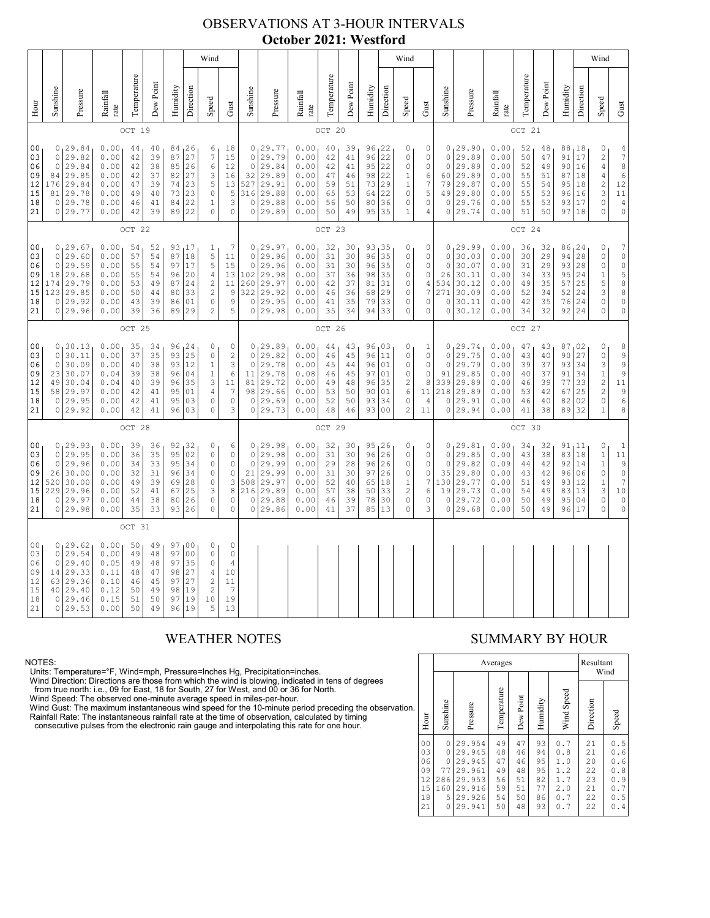# OBSERVATIONS AT 3-HOUR INTERVALS
## October 2021: Westford

### OCT 19

| Hour | Sunshine | Pressure | Rainfall rate | Temperature | Dew Point | Humidity | Wind Direction | Wind Speed | Wind Gust |
|---|---|---|---|---|---|---|---|---|---|
| 00 | 0 | 29.84 | 0.00 | 44 | 40 | 84 | 26 | 6 | 18 |
| 03 | 0 | 29.82 | 0.00 | 42 | 39 | 87 | 27 | 7 | 15 |
| 06 | 0 | 29.84 | 0.00 | 42 | 38 | 85 | 26 | 6 | 12 |
| 09 | 84 | 29.85 | 0.00 | 42 | 37 | 82 | 27 | 3 | 16 |
| 12 | 176 | 29.84 | 0.00 | 47 | 39 | 74 | 23 | 5 | 13 |
| 15 | 81 | 29.78 | 0.00 | 49 | 40 | 73 | 23 | 0 | 5 |
| 18 | 0 | 29.78 | 0.00 | 46 | 41 | 84 | 22 | 1 | 3 |
| 21 | 0 | 29.77 | 0.00 | 42 | 39 | 89 | 22 | 0 | 0 |

### OCT 20

| Hour | Sunshine | Pressure | Rainfall rate | Temperature | Dew Point | Humidity | Wind Direction | Wind Speed | Wind Gust |
|---|---|---|---|---|---|---|---|---|---|
| 00 | 0 | 29.77 | 0.00 | 40 | 39 | 96 | 22 | 0 | 0 |
| 03 | 0 | 29.79 | 0.00 | 42 | 41 | 96 | 22 | 0 | 0 |
| 06 | 0 | 29.84 | 0.00 | 42 | 41 | 95 | 22 | 0 | 0 |
| 09 | 32 | 29.89 | 0.00 | 47 | 46 | 98 | 22 | 1 | 6 |
| 12 | 527 | 29.91 | 0.00 | 59 | 51 | 73 | 29 | 1 | 7 |
| 15 | 316 | 29.88 | 0.00 | 65 | 53 | 64 | 22 | 0 | 5 |
| 18 | 0 | 29.88 | 0.00 | 56 | 50 | 80 | 36 | 0 | 0 |
| 21 | 0 | 29.89 | 0.00 | 50 | 49 | 95 | 35 | 1 | 4 |

### OCT 21

| Hour | Sunshine | Pressure | Rainfall rate | Temperature | Dew Point | Humidity | Wind Direction | Wind Speed | Wind Gust |
|---|---|---|---|---|---|---|---|---|---|
| 00 | 0 | 29.90 | 0.00 | 52 | 48 | 88 | 18 | 0 | 4 |
| 03 | 0 | 29.89 | 0.00 | 50 | 47 | 91 | 17 | 2 | 7 |
| 06 | 0 | 29.89 | 0.00 | 52 | 49 | 90 | 16 | 4 | 8 |
| 09 | 60 | 29.89 | 0.00 | 55 | 51 | 87 | 18 | 4 | 6 |
| 12 | 79 | 29.87 | 0.00 | 55 | 54 | 95 | 18 | 2 | 12 |
| 15 | 49 | 29.80 | 0.00 | 55 | 53 | 96 | 16 | 3 | 11 |
| 18 | 0 | 29.76 | 0.00 | 55 | 53 | 93 | 17 | 0 | 4 |
| 21 | 0 | 29.74 | 0.00 | 51 | 50 | 97 | 18 | 0 | 0 |

### OCT 22

| Hour | Sunshine | Pressure | Rainfall rate | Temperature | Dew Point | Humidity | Wind Direction | Wind Speed | Wind Gust |
|---|---|---|---|---|---|---|---|---|---|
| 00 | 0 | 29.67 | 0.00 | 54 | 52 | 93 | 17 | 1 | 7 |
| 03 | 0 | 29.60 | 0.00 | 57 | 54 | 87 | 18 | 5 | 11 |
| 06 | 0 | 29.59 | 0.00 | 55 | 54 | 97 | 17 | 5 | 15 |
| 09 | 18 | 29.68 | 0.00 | 55 | 54 | 96 | 20 | 4 | 13 |
| 12 | 174 | 29.79 | 0.00 | 53 | 49 | 87 | 24 | 2 | 11 |
| 15 | 123 | 29.85 | 0.00 | 50 | 44 | 80 | 33 | 2 | 9 |
| 18 | 0 | 29.92 | 0.00 | 43 | 39 | 86 | 01 | 0 | 9 |
| 21 | 0 | 29.96 | 0.00 | 39 | 36 | 89 | 29 | 2 | 5 |

### OCT 23

| Hour | Sunshine | Pressure | Rainfall rate | Temperature | Dew Point | Humidity | Wind Direction | Wind Speed | Wind Gust |
|---|---|---|---|---|---|---|---|---|---|
| 00 | 0 | 29.97 | 0.00 | 32 | 30 | 93 | 35 | 0 | 0 |
| 03 | 0 | 29.96 | 0.00 | 31 | 30 | 96 | 35 | 0 | 0 |
| 06 | 0 | 29.96 | 0.00 | 31 | 30 | 96 | 35 | 0 | 0 |
| 09 | 102 | 29.98 | 0.00 | 37 | 36 | 98 | 35 | 0 | 0 |
| 12 | 260 | 29.97 | 0.00 | 42 | 37 | 81 | 31 | 0 | 4 |
| 15 | 322 | 29.92 | 0.00 | 46 | 36 | 68 | 29 | 0 | 7 |
| 18 | 0 | 29.95 | 0.00 | 41 | 35 | 79 | 33 | 0 | 0 |
| 21 | 0 | 29.98 | 0.00 | 35 | 34 | 94 | 33 | 0 | 0 |

### OCT 24

| Hour | Sunshine | Pressure | Rainfall rate | Temperature | Dew Point | Humidity | Wind Direction | Wind Speed | Wind Gust |
|---|---|---|---|---|---|---|---|---|---|
| 00 | 0 | 29.99 | 0.00 | 36 | 32 | 86 | 24 | 0 | 7 |
| 03 | 0 | 30.03 | 0.00 | 30 | 29 | 94 | 28 | 0 | 0 |
| 06 | 0 | 30.07 | 0.00 | 31 | 29 | 93 | 28 | 0 | 0 |
| 09 | 26 | 30.11 | 0.00 | 34 | 33 | 95 | 24 | 1 | 5 |
| 12 | 534 | 30.12 | 0.00 | 49 | 35 | 57 | 25 | 5 | 8 |
| 15 | 271 | 30.09 | 0.00 | 52 | 34 | 52 | 24 | 3 | 8 |
| 18 | 0 | 30.11 | 0.00 | 42 | 35 | 76 | 24 | 0 | 0 |
| 21 | 0 | 30.12 | 0.00 | 34 | 32 | 92 | 24 | 0 | 0 |

### OCT 25

| Hour | Sunshine | Pressure | Rainfall rate | Temperature | Dew Point | Humidity | Wind Direction | Wind Speed | Wind Gust |
|---|---|---|---|---|---|---|---|---|---|
| 00 | 0 | 30.13 | 0.00 | 35 | 34 | 96 | 24 | 0 | 0 |
| 03 | 0 | 30.11 | 0.00 | 37 | 35 | 93 | 25 | 0 | 2 |
| 06 | 0 | 30.09 | 0.00 | 40 | 38 | 93 | 12 | 1 | 3 |
| 09 | 23 | 30.07 | 0.04 | 39 | 38 | 96 | 04 | 1 | 6 |
| 12 | 49 | 30.04 | 0.04 | 40 | 39 | 96 | 35 | 3 | 11 |
| 15 | 58 | 29.97 | 0.00 | 42 | 41 | 95 | 01 | 4 | 7 |
| 18 | 0 | 29.95 | 0.00 | 42 | 41 | 95 | 03 | 0 | 0 |
| 21 | 0 | 29.92 | 0.00 | 42 | 41 | 96 | 03 | 0 | 3 |

### OCT 26

| Hour | Sunshine | Pressure | Rainfall rate | Temperature | Dew Point | Humidity | Wind Direction | Wind Speed | Wind Gust |
|---|---|---|---|---|---|---|---|---|---|
| 00 | 0 | 29.89 | 0.00 | 44 | 43 | 96 | 03 | 0 | 1 |
| 03 | 0 | 29.82 | 0.00 | 46 | 45 | 96 | 11 | 0 | 0 |
| 06 | 0 | 29.78 | 0.00 | 45 | 44 | 96 | 01 | 0 | 0 |
| 09 | 11 | 29.78 | 0.08 | 46 | 45 | 97 | 01 | 0 | 0 |
| 12 | 81 | 29.72 | 0.00 | 49 | 48 | 96 | 35 | 2 | 8 |
| 15 | 98 | 29.66 | 0.00 | 53 | 50 | 90 | 01 | 6 | 11 |
| 18 | 0 | 29.69 | 0.00 | 52 | 50 | 93 | 34 | 0 | 4 |
| 21 | 0 | 29.73 | 0.00 | 48 | 46 | 93 | 00 | 2 | 11 |

### OCT 27

| Hour | Sunshine | Pressure | Rainfall rate | Temperature | Dew Point | Humidity | Wind Direction | Wind Speed | Wind Gust |
|---|---|---|---|---|---|---|---|---|---|
| 00 | 0 | 29.74 | 0.00 | 47 | 43 | 87 | 02 | 0 | 8 |
| 03 | 0 | 29.75 | 0.00 | 43 | 40 | 90 | 27 | 0 | 9 |
| 06 | 0 | 29.79 | 0.00 | 39 | 37 | 93 | 34 | 3 | 9 |
| 09 | 91 | 29.85 | 0.00 | 40 | 37 | 91 | 34 | 1 | 9 |
| 12 | 339 | 29.89 | 0.00 | 46 | 39 | 77 | 33 | 2 | 11 |
| 15 | 218 | 29.89 | 0.00 | 53 | 42 | 67 | 25 | 2 | 9 |
| 18 | 0 | 29.91 | 0.00 | 46 | 40 | 82 | 02 | 0 | 6 |
| 21 | 0 | 29.94 | 0.00 | 41 | 38 | 89 | 32 | 1 | 8 |

### OCT 28

| Hour | Sunshine | Pressure | Rainfall rate | Temperature | Dew Point | Humidity | Wind Direction | Wind Speed | Wind Gust |
|---|---|---|---|---|---|---|---|---|---|
| 00 | 0 | 29.93 | 0.00 | 39 | 36 | 92 | 32 | 0 | 6 |
| 03 | 0 | 29.95 | 0.00 | 36 | 35 | 95 | 02 | 0 | 0 |
| 06 | 0 | 29.96 | 0.00 | 34 | 33 | 95 | 34 | 0 | 0 |
| 09 | 26 | 30.00 | 0.00 | 32 | 31 | 96 | 34 | 0 | 0 |
| 12 | 520 | 30.00 | 0.00 | 49 | 39 | 69 | 28 | 0 | 3 |
| 15 | 229 | 29.96 | 0.00 | 52 | 41 | 67 | 25 | 3 | 8 |
| 18 | 0 | 29.97 | 0.00 | 44 | 38 | 80 | 26 | 0 | 0 |
| 21 | 0 | 29.98 | 0.00 | 35 | 33 | 93 | 26 | 0 | 0 |

### OCT 29

| Hour | Sunshine | Pressure | Rainfall rate | Temperature | Dew Point | Humidity | Wind Direction | Wind Speed | Wind Gust |
|---|---|---|---|---|---|---|---|---|---|
| 00 | 0 | 29.98 | 0.00 | 32 | 30 | 95 | 26 | 0 | 0 |
| 03 | 0 | 29.98 | 0.00 | 31 | 30 | 96 | 26 | 0 | 0 |
| 06 | 0 | 29.99 | 0.00 | 29 | 28 | 96 | 26 | 0 | 0 |
| 09 | 21 | 29.99 | 0.00 | 31 | 30 | 97 | 26 | 0 | 0 |
| 12 | 508 | 29.97 | 0.00 | 52 | 40 | 65 | 18 | 1 | 7 |
| 15 | 216 | 29.89 | 0.00 | 57 | 38 | 50 | 33 | 2 | 6 |
| 18 | 0 | 29.88 | 0.00 | 46 | 39 | 78 | 30 | 0 | 0 |
| 21 | 0 | 29.86 | 0.00 | 41 | 37 | 85 | 13 | 0 | 3 |

### OCT 30

| Hour | Sunshine | Pressure | Rainfall rate | Temperature | Dew Point | Humidity | Wind Direction | Wind Speed | Wind Gust |
|---|---|---|---|---|---|---|---|---|---|
| 00 | 0 | 29.81 | 0.00 | 34 | 32 | 91 | 11 | 0 | 1 |
| 03 | 0 | 29.85 | 0.00 | 43 | 38 | 83 | 18 | 1 | 11 |
| 06 | 0 | 29.82 | 0.09 | 44 | 42 | 92 | 14 | 1 | 9 |
| 09 | 35 | 29.80 | 0.00 | 43 | 42 | 96 | 06 | 0 | 0 |
| 12 | 130 | 29.77 | 0.00 | 51 | 49 | 93 | 12 | 1 | 7 |
| 15 | 19 | 29.73 | 0.00 | 54 | 49 | 83 | 13 | 3 | 10 |
| 18 | 0 | 29.72 | 0.00 | 50 | 49 | 95 | 04 | 0 | 0 |
| 21 | 0 | 29.68 | 0.00 | 50 | 49 | 96 | 17 | 0 | 0 |

### OCT 31

| Hour | Sunshine | Pressure | Rainfall rate | Temperature | Dew Point | Humidity | Wind Direction | Wind Speed | Wind Gust |
|---|---|---|---|---|---|---|---|---|---|
| 00 | 0 | 29.62 | 0.00 | 50 | 49 | 97 | 00 | 0 | 0 |
| 03 | 0 | 29.54 | 0.00 | 49 | 48 | 97 | 00 | 0 | 0 |
| 06 | 0 | 29.40 | 0.05 | 49 | 48 | 97 | 35 | 0 | 4 |
| 09 | 14 | 29.33 | 0.11 | 48 | 47 | 98 | 27 | 4 | 10 |
| 12 | 63 | 29.36 | 0.10 | 46 | 45 | 97 | 27 | 2 | 11 |
| 15 | 40 | 29.40 | 0.12 | 50 | 49 | 98 | 19 | 2 | 7 |
| 18 | 0 | 29.46 | 0.15 | 51 | 50 | 97 | 19 | 10 | 19 |
| 21 | 0 | 29.53 | 0.00 | 50 | 49 | 96 | 19 | 5 | 13 |

## WEATHER NOTES

NOTES:
Units: Temperature=°F, Wind=mph, Pressure=Inches Hg, Precipitation=inches.
Wind Direction: Directions are those from which the wind is blowing, indicated in tens of degrees from true north: i.e., 09 for East, 18 for South, 27 for West, and 00 or 36 for North.
Wind Speed: The observed one-minute average speed in miles-per-hour.
Wind Gust: The maximum instantaneous wind speed for the 10-minute period preceding the observation.
Rainfall Rate: The instantaneous rainfall rate at the time of observation, calculated by timing consecutive pulses from the electronic rain gauge and interpolating this rate for one hour.

## SUMMARY BY HOUR

| Hour | Averages Sunshine | Pressure | Temperature | Dew Point | Humidity | Wind Speed | Resultant Wind Direction | Resultant Wind Speed |
|---|---|---|---|---|---|---|---|---|
| 00 | 0 | 29.954 | 49 | 47 | 93 | 0.7 | 21 | 0.5 |
| 03 | 0 | 29.945 | 48 | 46 | 94 | 0.8 | 21 | 0.6 |
| 06 | 0 | 29.945 | 47 | 46 | 95 | 1.0 | 20 | 0.6 |
| 09 | 77 | 29.961 | 49 | 48 | 95 | 1.2 | 22 | 0.8 |
| 12 | 286 | 29.953 | 56 | 51 | 82 | 1.7 | 23 | 0.9 |
| 15 | 160 | 29.916 | 59 | 51 | 77 | 2.0 | 21 | 0.7 |
| 18 | 5 | 29.926 | 54 | 50 | 86 | 0.7 | 22 | 0.5 |
| 21 | 0 | 29.941 | 50 | 48 | 93 | 0.7 | 22 | 0.4 |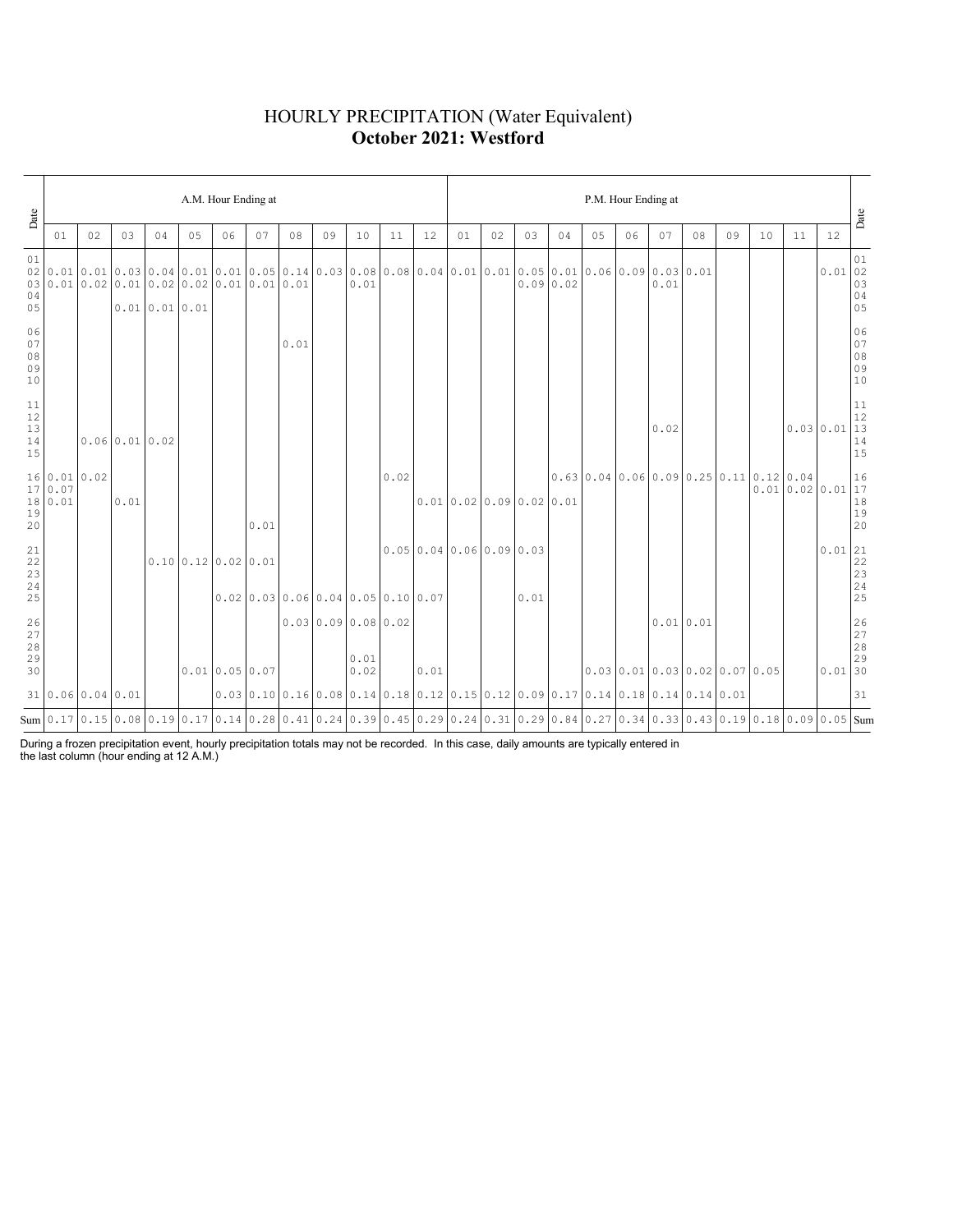# HOURLY PRECIPITATION (Water Equivalent)
## **October 2021: Westford**

| Date | A.M. Hour Ending at | | | | | | | | | | | | P.M. Hour Ending at | | | | | | | | | | | | Date |
|---|---|---|---|---|---|---|---|---|---|---|---|---|---|---|---|---|---|---|---|---|---|---|---|---|---|
| | 01 | 02 | 03 | 04 | 05 | 06 | 07 | 08 | 09 | 10 | 11 | 12 | 01 | 02 | 03 | 04 | 05 | 06 | 07 | 08 | 09 | 10 | 11 | 12 | |
| 01 | | | | | | | | | | | | | | | | | | | | | | | | | 01 |
| 02 | 0.01 | 0.01 | 0.03 | 0.04 | 0.01 | 0.01 | 0.05 | 0.14 | 0.03 | 0.08 | 0.08 | 0.04 | 0.01 | 0.01 | 0.05 | 0.01 | 0.06 | 0.09 | 0.03 | 0.01 | | | | 0.01 | 02 |
| 03 | 0.01 | 0.02 | 0.01 | 0.02 | 0.02 | 0.01 | 0.01 | 0.01 | | 0.01 | | | | | 0.09 | 0.02 | | | 0.01 | | | | | | 03 |
| 04 | | | | | | | | | | | | | | | | | | | | | | | | | 04 |
| 05 | | | 0.01 | 0.01 | 0.01 | | | | | | | | | | | | | | | | | | | | 05 |
| 06 | | | | | | | | | | | | | | | | | | | | | | | | | 06 |
| 07 | | | | | | | | 0.01 | | | | | | | | | | | | | | | | | 07 |
| 08 | | | | | | | | | | | | | | | | | | | | | | | | | 08 |
| 09 | | | | | | | | | | | | | | | | | | | | | | | | | 09 |
| 10 | | | | | | | | | | | | | | | | | | | | | | | | | 10 |
| 11 | | | | | | | | | | | | | | | | | | | | | | | | | 11 |
| 12 | | | | | | | | | | | | | | | | | | | | | | | | | 12 |
| 13 | | | | | | | | | | | | | | | | | | | 0.02 | | | | 0.03 | 0.01 | 13 |
| 14 | | 0.06 | 0.01 | 0.02 | | | | | | | | | | | | | | | | | | | | | 14 |
| 15 | | | | | | | | | | | | | | | | | | | | | | | | | 15 |
| 16 | 0.01 | 0.02 | | | | | | | | | 0.02 | | | | | 0.63 | 0.04 | 0.06 | 0.09 | 0.25 | 0.11 | 0.12 | 0.04 | | 16 |
| 17 | 0.07 | | | | | | | | | | | | | | | | | | | | | 0.01 | 0.02 | 0.01 | 17 |
| 18 | 0.01 | | 0.01 | | | | | | | | | 0.01 | 0.02 | 0.09 | 0.02 | 0.01 | | | | | | | | | 18 |
| 19 | | | | | | | | | | | | | | | | | | | | | | | | | 19 |
| 20 | | | | | | | 0.01 | | | | | | | | | | | | | | | | | | 20 |
| 21 | | | | | | | | | | | 0.05 | 0.04 | 0.06 | 0.09 | 0.03 | | | | | | | | | 0.01 | 21 |
| 22 | | | | 0.10 | 0.12 | 0.02 | 0.01 | | | | | | | | | | | | | | | | | | 22 |
| 23 | | | | | | | | | | | | | | | | | | | | | | | | | 23 |
| 24 | | | | | | | | | | | | | | | | | | | | | | | | | 24 |
| 25 | | | | | | 0.02 | 0.03 | 0.06 | 0.04 | 0.05 | 0.10 | 0.07 | | | 0.01 | | | | | | | | | | 25 |
| 26 | | | | | | | | 0.03 | 0.09 | 0.08 | 0.02 | | | | | | | | 0.01 | 0.01 | | | | | 26 |
| 27 | | | | | | | | | | | | | | | | | | | | | | | | | 27 |
| 28 | | | | | | | | | | | | | | | | | | | | | | | | | 28 |
| 29 | | | | | | | | | | 0.01 | | | | | | | | | | | | | | | 29 |
| 30 | | | | | 0.01 | 0.05 | 0.07 | | | 0.02 | | 0.01 | | | | | 0.03 | 0.01 | 0.03 | 0.02 | 0.07 | 0.05 | | 0.01 | 30 |
| 31 | 0.06 | 0.04 | 0.01 | | | 0.03 | 0.10 | 0.16 | 0.08 | 0.14 | 0.18 | 0.12 | 0.15 | 0.12 | 0.09 | 0.17 | 0.14 | 0.18 | 0.14 | 0.14 | 0.01 | | | | 31 |
| Sum | 0.17 | 0.15 | 0.08 | 0.19 | 0.17 | 0.14 | 0.28 | 0.41 | 0.24 | 0.39 | 0.45 | 0.29 | 0.24 | 0.31 | 0.29 | 0.84 | 0.27 | 0.34 | 0.33 | 0.43 | 0.19 | 0.18 | 0.09 | 0.05 | Sum |

During a frozen precipitation event, hourly precipitation totals may not be recorded. In this case, daily amounts are typically entered in the last column (hour ending at 12 A.M.)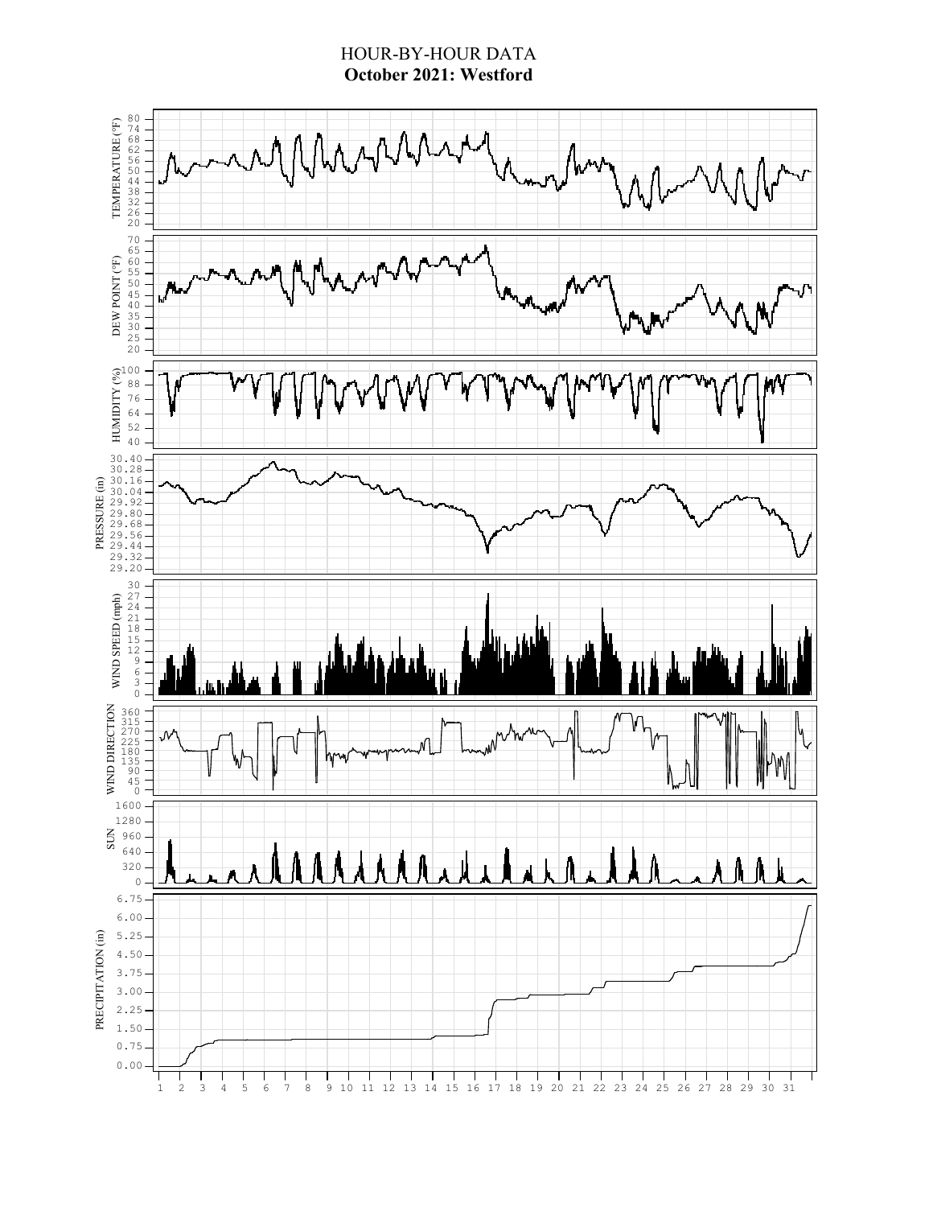# HOUR-BY-HOUR DATA

**October 2021: Westford**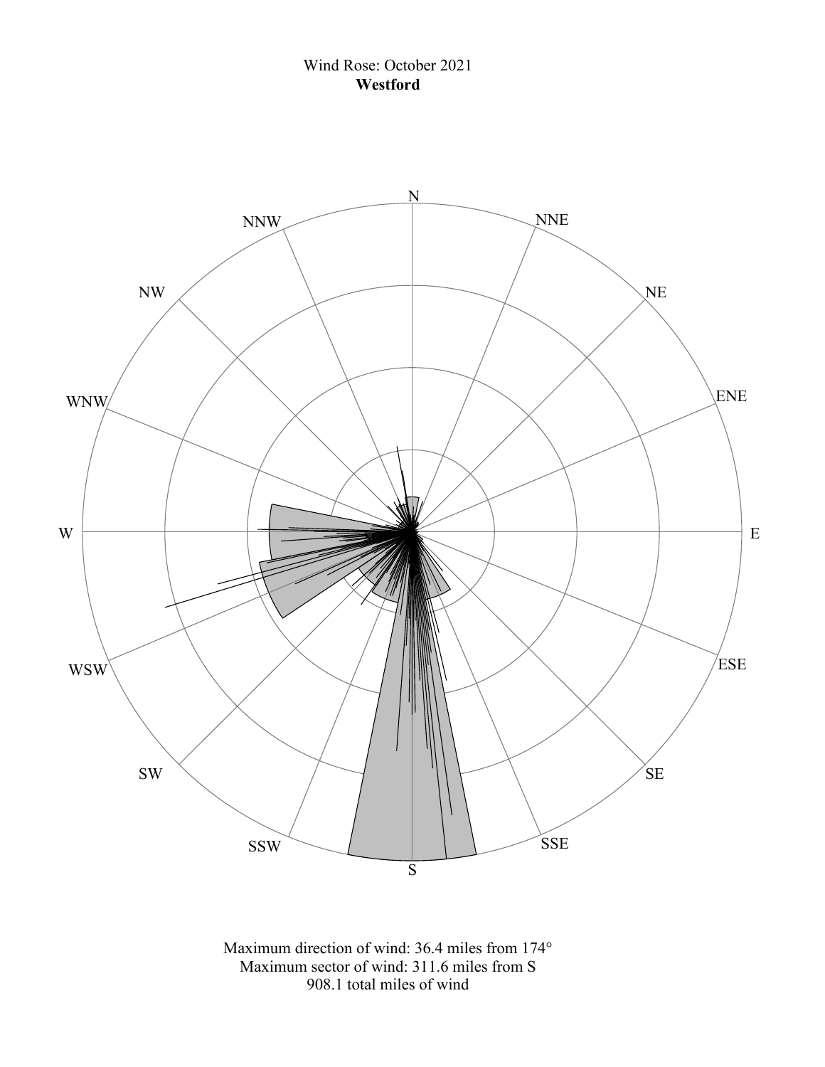Wind Rose: October 2021

**Westford**

N

NNE

NE

ENE

E

ESE

SE

SSE

S

SSW

SW

WSW

W

WNW

NW

NNW

Maximum direction of wind: 36.4 miles from 174°

Maximum sector of wind: 311.6 miles from S

908.1 total miles of wind